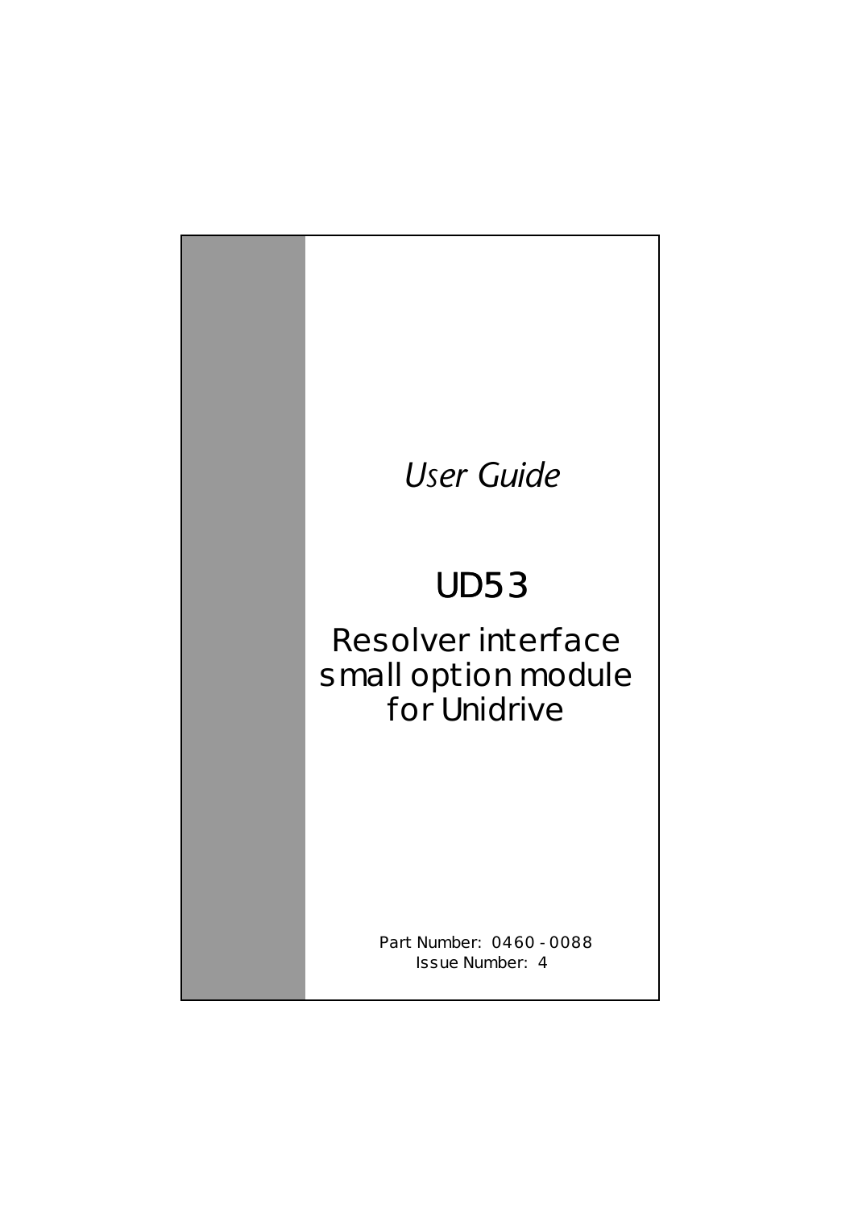*User Guide*

# UD53

## Resolver interface small option module for Unidrive

Part Number: 0460 - 0088
Issue Number: 4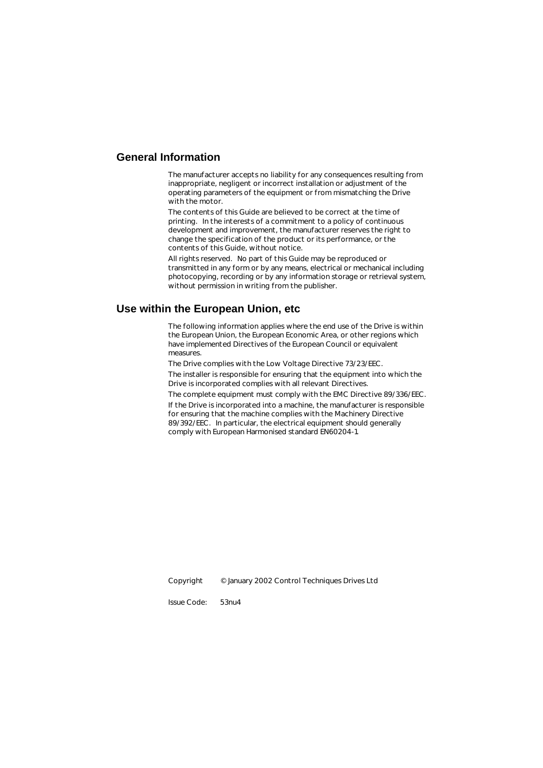## General Information

The manufacturer accepts no liability for any consequences resulting from inappropriate, negligent or incorrect installation or adjustment of the operating parameters of the equipment or from mismatching the Drive with the motor.

The contents of this Guide are believed to be correct at the time of printing. In the interests of a commitment to a policy of continuous development and improvement, the manufacturer reserves the right to change the specification of the product or its performance, or the contents of this Guide, without notice.

All rights reserved. No part of this Guide may be reproduced or transmitted in any form or by any means, electrical or mechanical including photocopying, recording or by any information storage or retrieval system, without permission in writing from the publisher.

## Use within the European Union, etc

The following information applies where the end use of the Drive is within the European Union, the European Economic Area, or other regions which have implemented Directives of the European Council or equivalent measures.

The Drive complies with the Low Voltage Directive 73/23/EEC.

The installer is responsible for ensuring that the equipment into which the Drive is incorporated complies with all relevant Directives.

The complete equipment must comply with the EMC Directive 89/336/EEC.

If the Drive is incorporated into a machine, the manufacturer is responsible for ensuring that the machine complies with the Machinery Directive 89/392/EEC. In particular, the electrical equipment should generally comply with European Harmonised standard EN60204-1.

Copyright © January 2002 Control Techniques Drives Ltd

Issue Code: 53nu4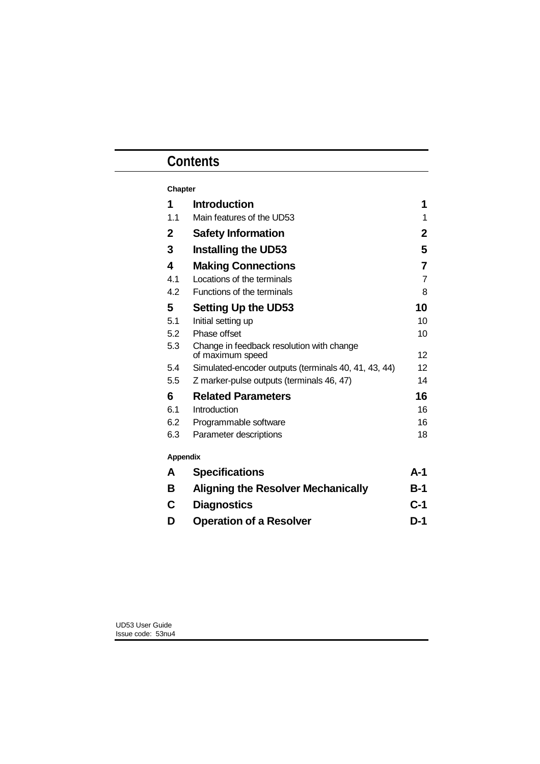# Contents

**Chapter**

| | | |
|---|---|---|
| **1** | **Introduction** | **1** |
| 1.1 | Main features of the UD53 | 1 |
| **2** | **Safety Information** | **2** |
| **3** | **Installing the UD53** | **5** |
| **4** | **Making Connections** | **7** |
| 4.1 | Locations of the terminals | 7 |
| 4.2 | Functions of the terminals | 8 |
| **5** | **Setting Up the UD53** | **10** |
| 5.1 | Initial setting up | 10 |
| 5.2 | Phase offset | 10 |
| 5.3 | Change in feedback resolution with change of maximum speed | 12 |
| 5.4 | Simulated-encoder outputs (terminals 40, 41, 43, 44) | 12 |
| 5.5 | Z marker-pulse outputs (terminals 46, 47) | 14 |
| **6** | **Related Parameters** | **16** |
| 6.1 | Introduction | 16 |
| 6.2 | Programmable software | 16 |
| 6.3 | Parameter descriptions | 18 |

**Appendix**

| | | |
|---|---|---|
| **A** | **Specifications** | **A-1** |
| **B** | **Aligning the Resolver Mechanically** | **B-1** |
| **C** | **Diagnostics** | **C-1** |
| **D** | **Operation of a Resolver** | **D-1** |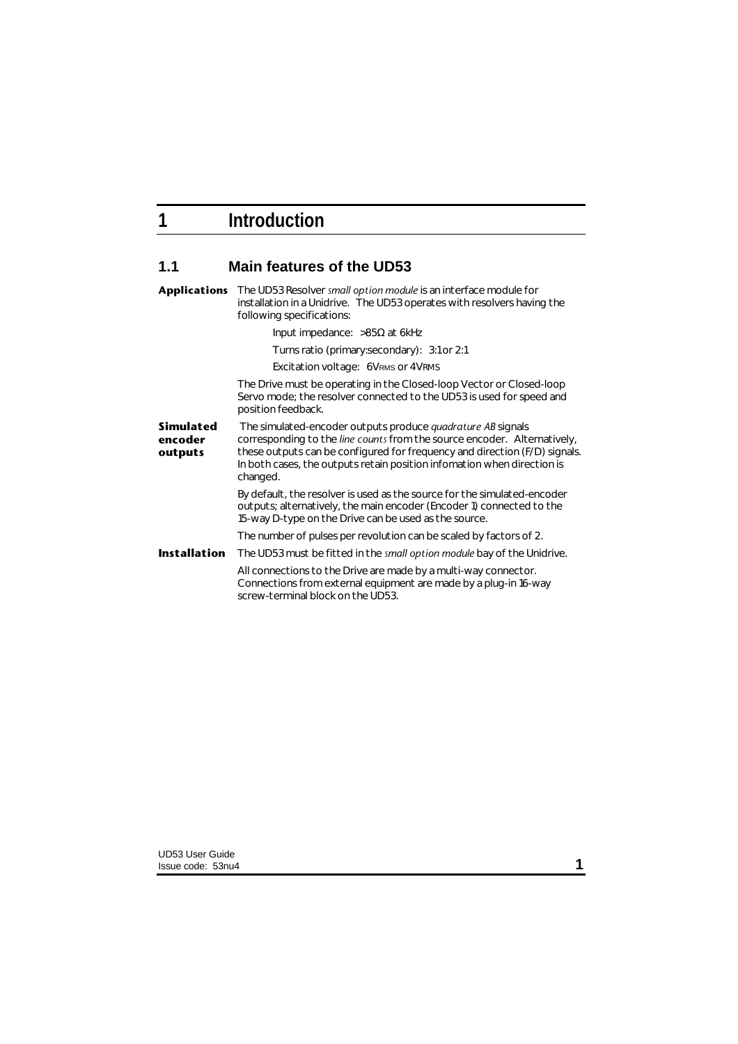# 1 Introduction

## 1.1 Main features of the UD53

**Applications**

The UD53 Resolver *small option module* is an interface module for installation in a Unidrive. The UD53 operates with resolvers having the following specifications:

Input impedance: >85Ω at 6kHz

Turns ratio (primary:secondary): 3:1 or 2:1

Excitation voltage: $6V_{RMS}$ or $4V_{RMS}$

The Drive must be operating in the Closed-loop Vector or Closed-loop Servo mode; the resolver connected to the UD53 is used for speed and position feedback.

**Simulated encoder outputs**

The simulated-encoder outputs produce *quadrature AB* signals corresponding to the *line counts* from the source encoder. Alternatively, these outputs can be configured for frequency and direction (F/D) signals. In both cases, the outputs retain position infomation when direction is changed.

By default, the resolver is used as the source for the simulated-encoder outputs; alternatively, the main encoder (Encoder 1) connected to the 15-way D-type on the Drive can be used as the source.

The number of pulses per revolution can be scaled by factors of 2.

**Installation**

The UD53 must be fitted in the *small option module* bay of the Unidrive.

All connections to the Drive are made by a multi-way connector. Connections from external equipment are made by a plug-in 16-way screw-terminal block on the UD53.